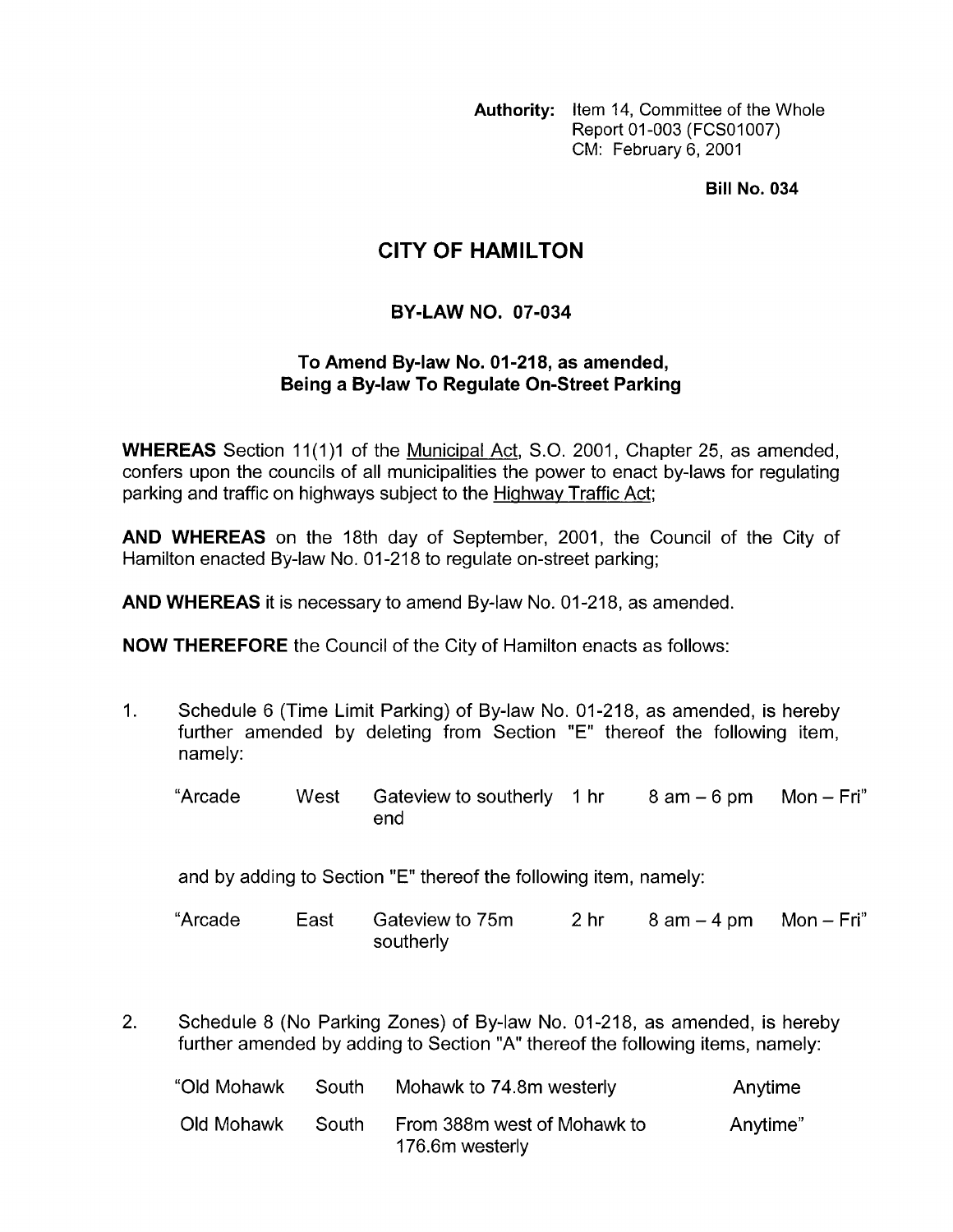**Authority:** Item 14, Committee of the Whole
Report 01-003 (FCS01007)
CM: February 6, 2001

**Bill No. 034**

# CITY OF HAMILTON

## BY-LAW NO. 07-034

### To Amend By-law No. 01-218, as amended, Being a By-law To Regulate On-Street Parking

**WHEREAS** Section 11(1)1 of the Municipal Act, S.O. 2001, Chapter 25, as amended, confers upon the councils of all municipalities the power to enact by-laws for regulating parking and traffic on highways subject to the Highway Traffic Act;

**AND WHEREAS** on the 18th day of September, 2001, the Council of the City of Hamilton enacted By-law No. 01-218 to regulate on-street parking;

**AND WHEREAS** it is necessary to amend By-law No. 01-218, as amended.

**NOW THEREFORE** the Council of the City of Hamilton enacts as follows:

1. Schedule 6 (Time Limit Parking) of By-law No. 01-218, as amended, is hereby further amended by deleting from Section "E" thereof the following item, namely:

| | | | | | |
|---|---|---|---|---|---|
| "Arcade | West | Gateview to southerly end | 1 hr | 8 am – 6 pm | Mon – Fri" |

   and by adding to Section "E" thereof the following item, namely:

| | | | | | |
|---|---|---|---|---|---|
| "Arcade | East | Gateview to 75m southerly | 2 hr | 8 am – 4 pm | Mon – Fri" |

2. Schedule 8 (No Parking Zones) of By-law No. 01-218, as amended, is hereby further amended by adding to Section "A" thereof the following items, namely:

| | | | |
|---|---|---|---|
| "Old Mohawk | South | Mohawk to 74.8m westerly | Anytime |
| Old Mohawk | South | From 388m west of Mohawk to 176.6m westerly | Anytime" |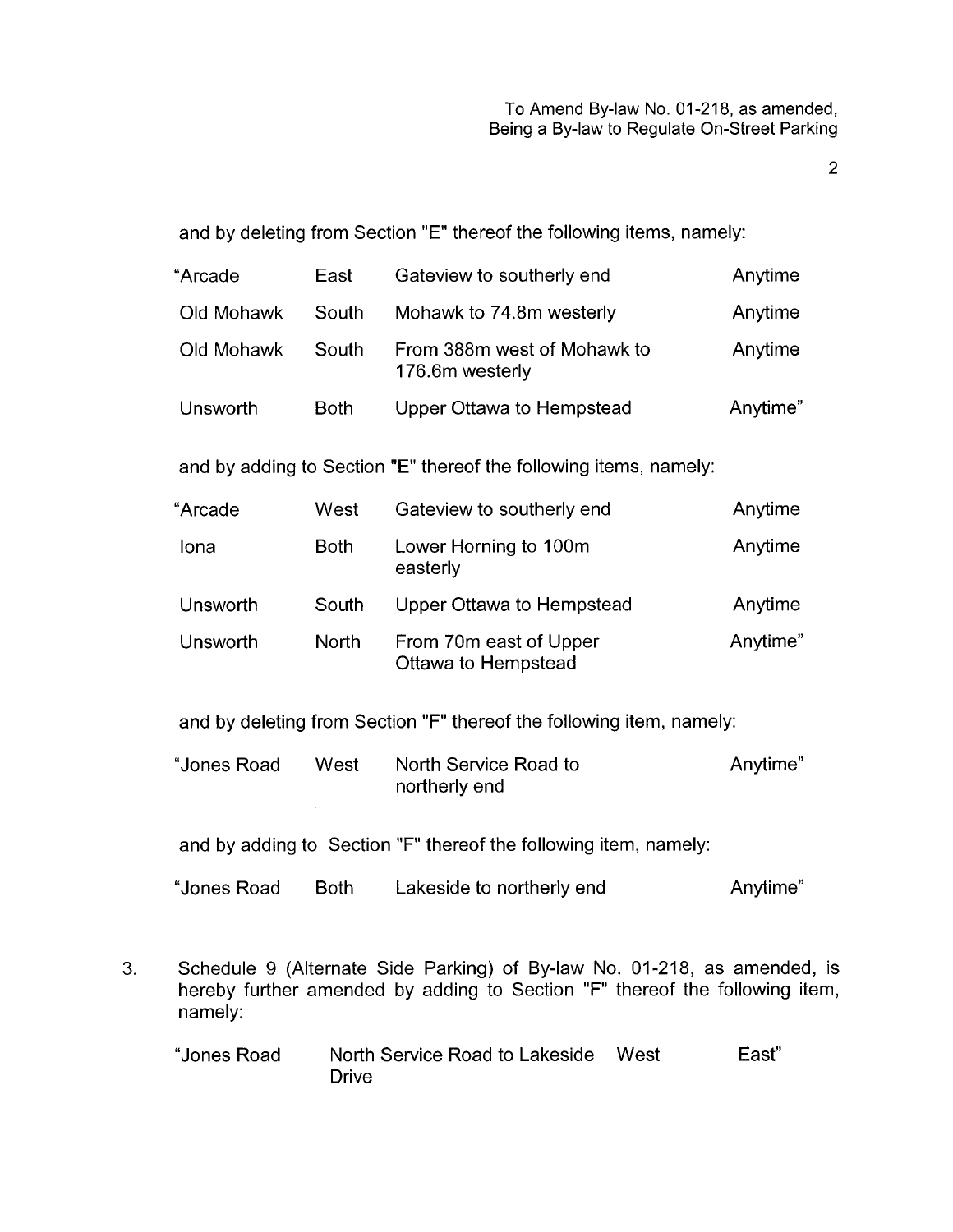and by deleting from Section "E" thereof the following items, namely:

| “Arcade | East | Gateview to southerly end | Anytime |
|---|---|---|---|
| Old Mohawk | South | Mohawk to 74.8m westerly | Anytime |
| Old Mohawk | South | From 388m west of Mohawk to 176.6m westerly | Anytime |
| Unsworth | Both | Upper Ottawa to Hempstead | Anytime” |

and by adding to Section "E" thereof the following items, namely:

| “Arcade | West | Gateview to southerly end | Anytime |
|---|---|---|---|
| Iona | Both | Lower Horning to 100m easterly | Anytime |
| Unsworth | South | Upper Ottawa to Hempstead | Anytime |
| Unsworth | North | From 70m east of Upper Ottawa to Hempstead | Anytime” |

and by deleting from Section "F" thereof the following item, namely:

| “Jones Road | West | North Service Road to northerly end | Anytime” |
|---|---|---|---|

and by adding to Section "F" thereof the following item, namely:

| “Jones Road | Both | Lakeside to northerly end | Anytime” |
|---|---|---|---|

3. Schedule 9 (Alternate Side Parking) of By-law No. 01-218, as amended, is hereby further amended by adding to Section "F" thereof the following item, namely:

| “Jones Road | North Service Road to Lakeside Drive | West | East” |
|---|---|---|---|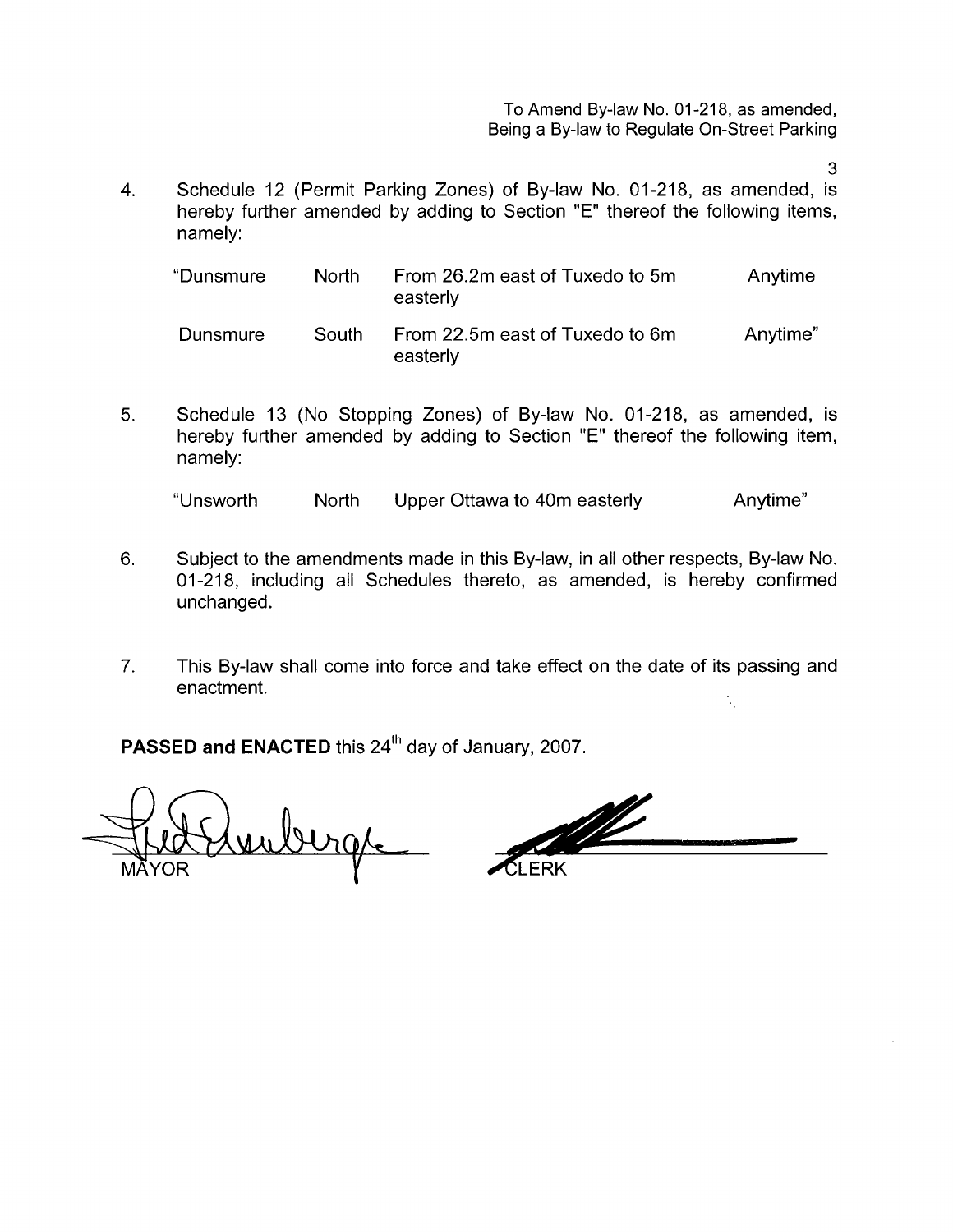4. Schedule 12 (Permit Parking Zones) of By-law No. 01-218, as amended, is hereby further amended by adding to Section "E" thereof the following items, namely:

| | | | |
|---|---|---|---|
| "Dunsmure | North | From 26.2m east of Tuxedo to 5m easterly | Anytime |
| Dunsmure | South | From 22.5m east of Tuxedo to 6m easterly | Anytime" |

5. Schedule 13 (No Stopping Zones) of By-law No. 01-218, as amended, is hereby further amended by adding to Section "E" thereof the following item, namely:

| | | | |
|---|---|---|---|
| "Unsworth | North | Upper Ottawa to 40m easterly | Anytime" |

6. Subject to the amendments made in this By-law, in all other respects, By-law No. 01-218, including all Schedules thereto, as amended, is hereby confirmed unchanged.

7. This By-law shall come into force and take effect on the date of its passing and enactment.

**PASSED and ENACTED** this 24th day of January, 2007.

MAYOR

CLERK